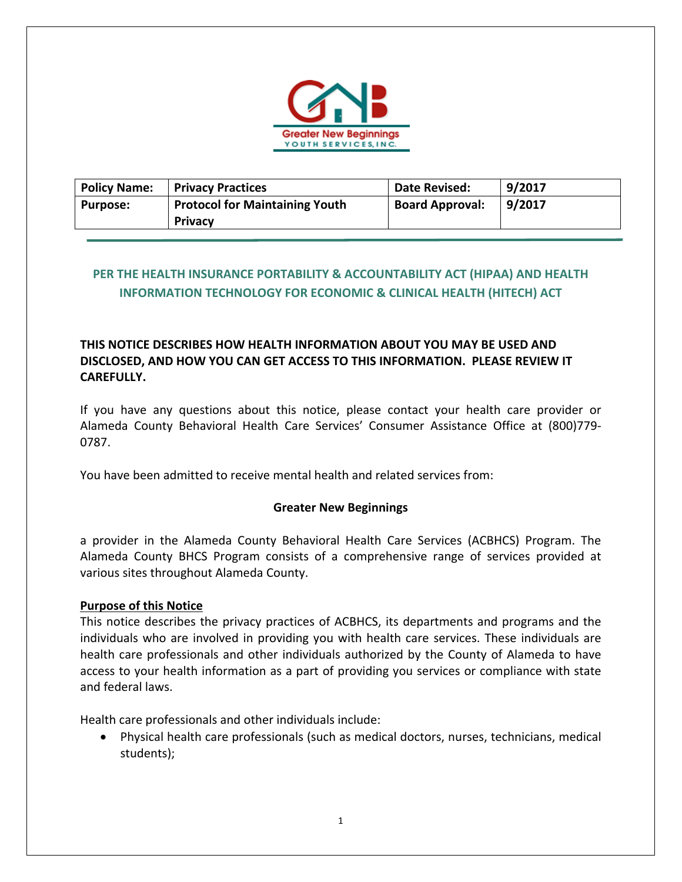| Policy Name: | Privacy Practices | Date Revised: | 9/2017 |
|---|---|---|---|
| Purpose: | Protocol for Maintaining Youth Privacy | Board Approval: | 9/2017 |

## PER THE HEALTH INSURANCE PORTABILITY & ACCOUNTABILITY ACT (HIPAA) AND HEALTH INFORMATION TECHNOLOGY FOR ECONOMIC & CLINICAL HEALTH (HITECH) ACT

**THIS NOTICE DESCRIBES HOW HEALTH INFORMATION ABOUT YOU MAY BE USED AND DISCLOSED, AND HOW YOU CAN GET ACCESS TO THIS INFORMATION. PLEASE REVIEW IT CAREFULLY.**

If you have any questions about this notice, please contact your health care provider or Alameda County Behavioral Health Care Services' Consumer Assistance Office at (800)779-0787.

You have been admitted to receive mental health and related services from:

**Greater New Beginnings**

a provider in the Alameda County Behavioral Health Care Services (ACBHCS) Program. The Alameda County BHCS Program consists of a comprehensive range of services provided at various sites throughout Alameda County.

**Purpose of this Notice**

This notice describes the privacy practices of ACBHCS, its departments and programs and the individuals who are involved in providing you with health care services. These individuals are health care professionals and other individuals authorized by the County of Alameda to have access to your health information as a part of providing you services or compliance with state and federal laws.

Health care professionals and other individuals include:

- Physical health care professionals (such as medical doctors, nurses, technicians, medical students);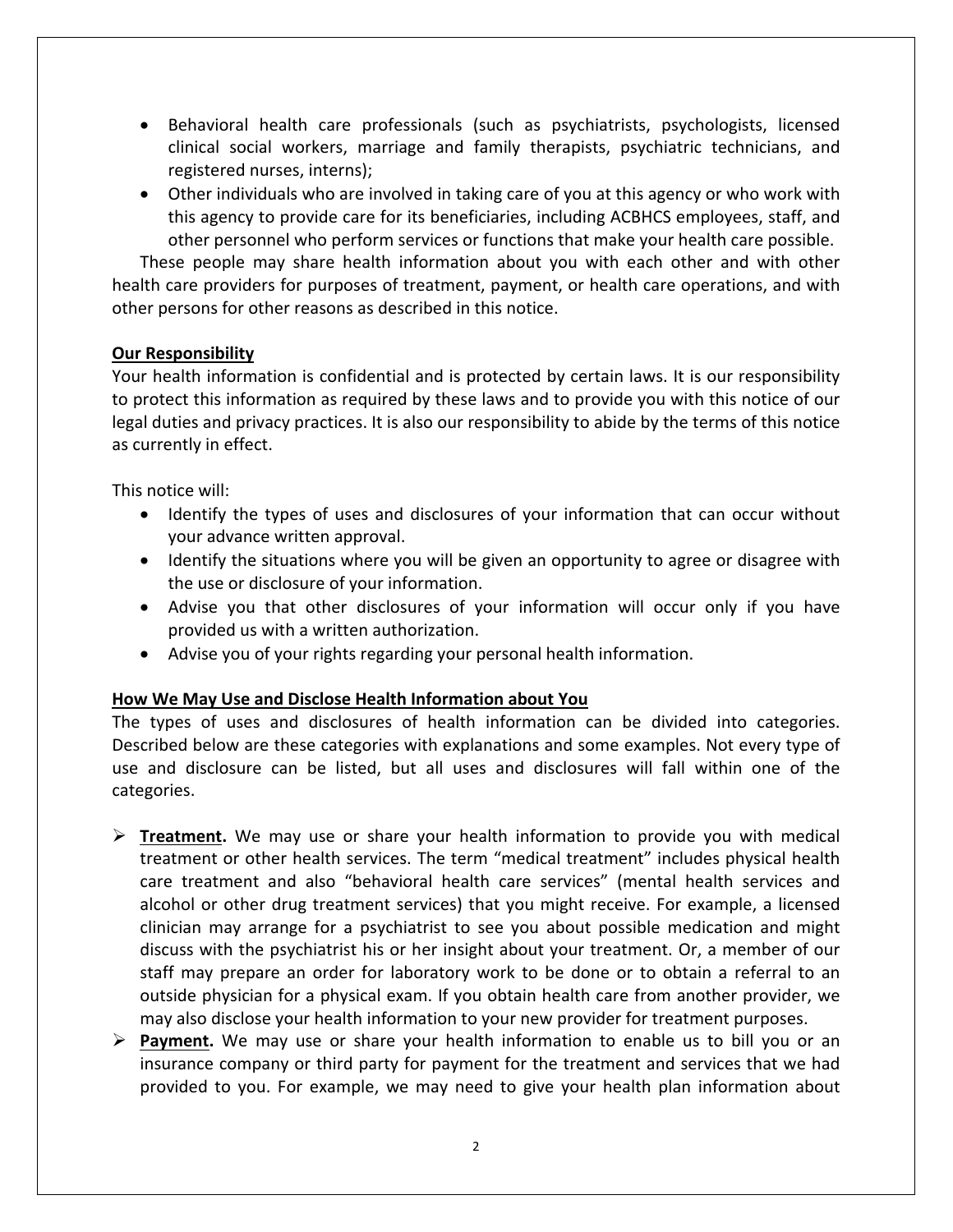- Behavioral health care professionals (such as psychiatrists, psychologists, licensed clinical social workers, marriage and family therapists, psychiatric technicians, and registered nurses, interns);
- Other individuals who are involved in taking care of you at this agency or who work with this agency to provide care for its beneficiaries, including ACBHCS employees, staff, and other personnel who perform services or functions that make your health care possible.

These people may share health information about you with each other and with other health care providers for purposes of treatment, payment, or health care operations, and with other persons for other reasons as described in this notice.

**Our Responsibility**

Your health information is confidential and is protected by certain laws. It is our responsibility to protect this information as required by these laws and to provide you with this notice of our legal duties and privacy practices. It is also our responsibility to abide by the terms of this notice as currently in effect.

This notice will:

- Identify the types of uses and disclosures of your information that can occur without your advance written approval.
- Identify the situations where you will be given an opportunity to agree or disagree with the use or disclosure of your information.
- Advise you that other disclosures of your information will occur only if you have provided us with a written authorization.
- Advise you of your rights regarding your personal health information.

**How We May Use and Disclose Health Information about You**

The types of uses and disclosures of health information can be divided into categories. Described below are these categories with explanations and some examples. Not every type of use and disclosure can be listed, but all uses and disclosures will fall within one of the categories.

- **Treatment.** We may use or share your health information to provide you with medical treatment or other health services. The term "medical treatment" includes physical health care treatment and also "behavioral health care services" (mental health services and alcohol or other drug treatment services) that you might receive. For example, a licensed clinician may arrange for a psychiatrist to see you about possible medication and might discuss with the psychiatrist his or her insight about your treatment. Or, a member of our staff may prepare an order for laboratory work to be done or to obtain a referral to an outside physician for a physical exam. If you obtain health care from another provider, we may also disclose your health information to your new provider for treatment purposes.
- **Payment.** We may use or share your health information to enable us to bill you or an insurance company or third party for payment for the treatment and services that we had provided to you. For example, we may need to give your health plan information about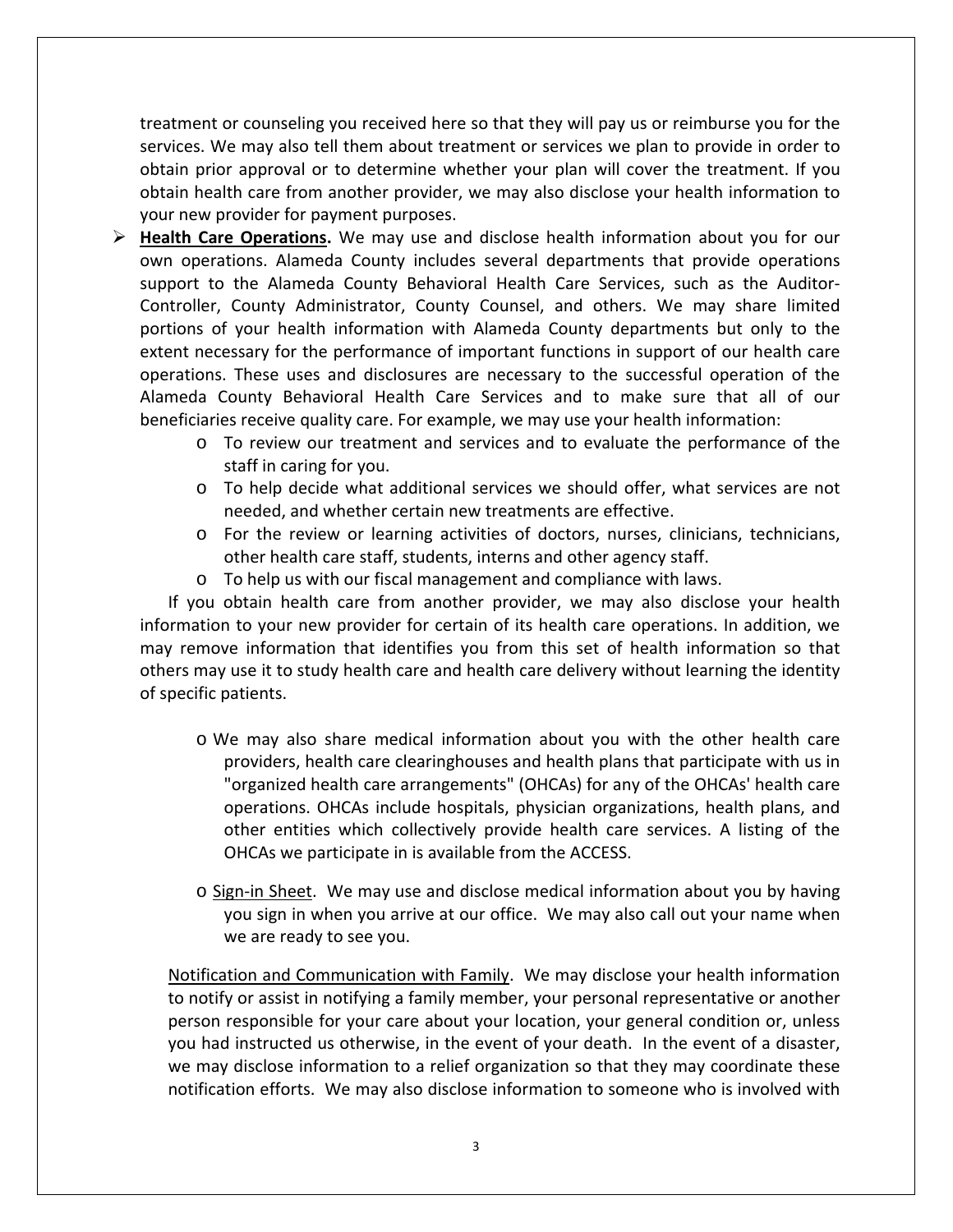treatment or counseling you received here so that they will pay us or reimburse you for the services. We may also tell them about treatment or services we plan to provide in order to obtain prior approval or to determine whether your plan will cover the treatment. If you obtain health care from another provider, we may also disclose your health information to your new provider for payment purposes.

- **Health Care Operations.** We may use and disclose health information about you for our own operations. Alameda County includes several departments that provide operations support to the Alameda County Behavioral Health Care Services, such as the Auditor-Controller, County Administrator, County Counsel, and others. We may share limited portions of your health information with Alameda County departments but only to the extent necessary for the performance of important functions in support of our health care operations. These uses and disclosures are necessary to the successful operation of the Alameda County Behavioral Health Care Services and to make sure that all of our beneficiaries receive quality care. For example, we may use your health information:
  - To review our treatment and services and to evaluate the performance of the staff in caring for you.
  - To help decide what additional services we should offer, what services are not needed, and whether certain new treatments are effective.
  - For the review or learning activities of doctors, nurses, clinicians, technicians, other health care staff, students, interns and other agency staff.
  - To help us with our fiscal management and compliance with laws.

  If you obtain health care from another provider, we may also disclose your health information to your new provider for certain of its health care operations. In addition, we may remove information that identifies you from this set of health information so that others may use it to study health care and health care delivery without learning the identity of specific patients.

  - We may also share medical information about you with the other health care providers, health care clearinghouses and health plans that participate with us in "organized health care arrangements" (OHCAs) for any of the OHCAs' health care operations. OHCAs include hospitals, physician organizations, health plans, and other entities which collectively provide health care services. A listing of the OHCAs we participate in is available from the ACCESS.

  - Sign-in Sheet. We may use and disclose medical information about you by having you sign in when you arrive at our office. We may also call out your name when we are ready to see you.

  Notification and Communication with Family. We may disclose your health information to notify or assist in notifying a family member, your personal representative or another person responsible for your care about your location, your general condition or, unless you had instructed us otherwise, in the event of your death. In the event of a disaster, we may disclose information to a relief organization so that they may coordinate these notification efforts. We may also disclose information to someone who is involved with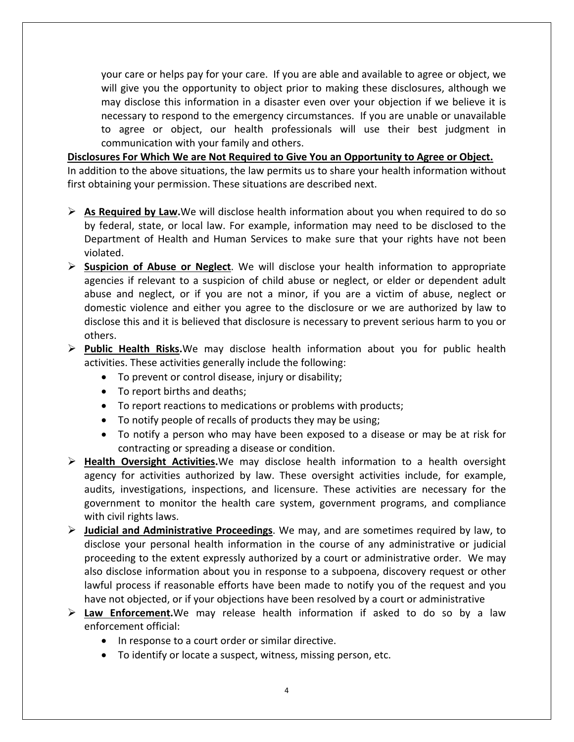your care or helps pay for your care. If you are able and available to agree or object, we will give you the opportunity to object prior to making these disclosures, although we may disclose this information in a disaster even over your objection if we believe it is necessary to respond to the emergency circumstances. If you are unable or unavailable to agree or object, our health professionals will use their best judgment in communication with your family and others.

**Disclosures For Which We are Not Required to Give You an Opportunity to Agree or Object.**

In addition to the above situations, the law permits us to share your health information without first obtaining your permission. These situations are described next.

- **As Required by Law.**We will disclose health information about you when required to do so by federal, state, or local law. For example, information may need to be disclosed to the Department of Health and Human Services to make sure that your rights have not been violated.
- **Suspicion of Abuse or Neglect**. We will disclose your health information to appropriate agencies if relevant to a suspicion of child abuse or neglect, or elder or dependent adult abuse and neglect, or if you are not a minor, if you are a victim of abuse, neglect or domestic violence and either you agree to the disclosure or we are authorized by law to disclose this and it is believed that disclosure is necessary to prevent serious harm to you or others.
- **Public Health Risks.**We may disclose health information about you for public health activities. These activities generally include the following:
  - To prevent or control disease, injury or disability;
  - To report births and deaths;
  - To report reactions to medications or problems with products;
  - To notify people of recalls of products they may be using;
  - To notify a person who may have been exposed to a disease or may be at risk for contracting or spreading a disease or condition.
- **Health Oversight Activities.**We may disclose health information to a health oversight agency for activities authorized by law. These oversight activities include, for example, audits, investigations, inspections, and licensure. These activities are necessary for the government to monitor the health care system, government programs, and compliance with civil rights laws.
- **Judicial and Administrative Proceedings**. We may, and are sometimes required by law, to disclose your personal health information in the course of any administrative or judicial proceeding to the extent expressly authorized by a court or administrative order. We may also disclose information about you in response to a subpoena, discovery request or other lawful process if reasonable efforts have been made to notify you of the request and you have not objected, or if your objections have been resolved by a court or administrative
- **Law Enforcement.**We may release health information if asked to do so by a law enforcement official:
  - In response to a court order or similar directive.
  - To identify or locate a suspect, witness, missing person, etc.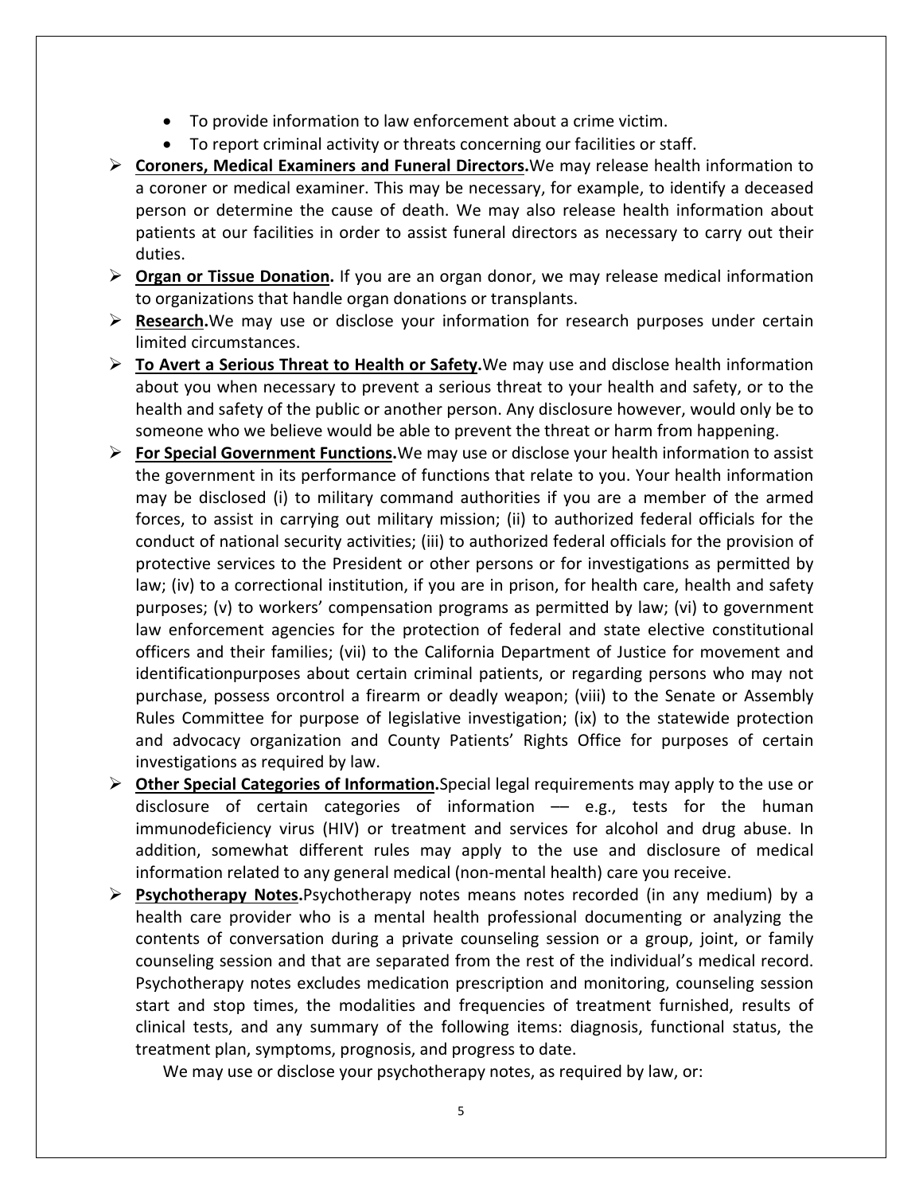- To provide information to law enforcement about a crime victim.
- To report criminal activity or threats concerning our facilities or staff.

- **Coroners, Medical Examiners and Funeral Directors.** We may release health information to a coroner or medical examiner. This may be necessary, for example, to identify a deceased person or determine the cause of death. We may also release health information about patients at our facilities in order to assist funeral directors as necessary to carry out their duties.
- **Organ or Tissue Donation.** If you are an organ donor, we may release medical information to organizations that handle organ donations or transplants.
- **Research.** We may use or disclose your information for research purposes under certain limited circumstances.
- **To Avert a Serious Threat to Health or Safety.** We may use and disclose health information about you when necessary to prevent a serious threat to your health and safety, or to the health and safety of the public or another person. Any disclosure however, would only be to someone who we believe would be able to prevent the threat or harm from happening.
- **For Special Government Functions.** We may use or disclose your health information to assist the government in its performance of functions that relate to you. Your health information may be disclosed (i) to military command authorities if you are a member of the armed forces, to assist in carrying out military mission; (ii) to authorized federal officials for the conduct of national security activities; (iii) to authorized federal officials for the provision of protective services to the President or other persons or for investigations as permitted by law; (iv) to a correctional institution, if you are in prison, for health care, health and safety purposes; (v) to workers' compensation programs as permitted by law; (vi) to government law enforcement agencies for the protection of federal and state elective constitutional officers and their families; (vii) to the California Department of Justice for movement and identificationpurposes about certain criminal patients, or regarding persons who may not purchase, possess orcontrol a firearm or deadly weapon; (viii) to the Senate or Assembly Rules Committee for purpose of legislative investigation; (ix) to the statewide protection and advocacy organization and County Patients' Rights Office for purposes of certain investigations as required by law.
- **Other Special Categories of Information.** Special legal requirements may apply to the use or disclosure of certain categories of information –– e.g., tests for the human immunodeficiency virus (HIV) or treatment and services for alcohol and drug abuse. In addition, somewhat different rules may apply to the use and disclosure of medical information related to any general medical (non-mental health) care you receive.
- **Psychotherapy Notes.** Psychotherapy notes means notes recorded (in any medium) by a health care provider who is a mental health professional documenting or analyzing the contents of conversation during a private counseling session or a group, joint, or family counseling session and that are separated from the rest of the individual's medical record. Psychotherapy notes excludes medication prescription and monitoring, counseling session start and stop times, the modalities and frequencies of treatment furnished, results of clinical tests, and any summary of the following items: diagnosis, functional status, the treatment plan, symptoms, prognosis, and progress to date.

  We may use or disclose your psychotherapy notes, as required by law, or: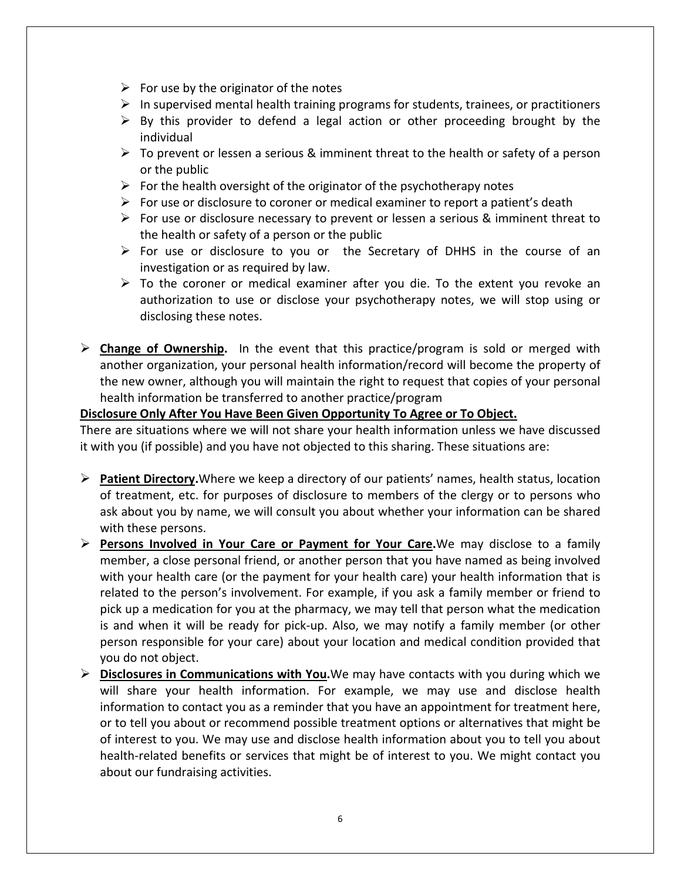- For use by the originator of the notes
- In supervised mental health training programs for students, trainees, or practitioners
- By this provider to defend a legal action or other proceeding brought by the individual
- To prevent or lessen a serious & imminent threat to the health or safety of a person or the public
- For the health oversight of the originator of the psychotherapy notes
- For use or disclosure to coroner or medical examiner to report a patient's death
- For use or disclosure necessary to prevent or lessen a serious & imminent threat to the health or safety of a person or the public
- For use or disclosure to you or the Secretary of DHHS in the course of an investigation or as required by law.
- To the coroner or medical examiner after you die. To the extent you revoke an authorization to use or disclose your psychotherapy notes, we will stop using or disclosing these notes.

- **Change of Ownership.** In the event that this practice/program is sold or merged with another organization, your personal health information/record will become the property of the new owner, although you will maintain the right to request that copies of your personal health information be transferred to another practice/program

**Disclosure Only After You Have Been Given Opportunity To Agree or To Object.**

There are situations where we will not share your health information unless we have discussed it with you (if possible) and you have not objected to this sharing. These situations are:

- **Patient Directory.** Where we keep a directory of our patients' names, health status, location of treatment, etc. for purposes of disclosure to members of the clergy or to persons who ask about you by name, we will consult you about whether your information can be shared with these persons.
- **Persons Involved in Your Care or Payment for Your Care.** We may disclose to a family member, a close personal friend, or another person that you have named as being involved with your health care (or the payment for your health care) your health information that is related to the person's involvement. For example, if you ask a family member or friend to pick up a medication for you at the pharmacy, we may tell that person what the medication is and when it will be ready for pick-up. Also, we may notify a family member (or other person responsible for your care) about your location and medical condition provided that you do not object.
- **Disclosures in Communications with You.** We may have contacts with you during which we will share your health information. For example, we may use and disclose health information to contact you as a reminder that you have an appointment for treatment here, or to tell you about or recommend possible treatment options or alternatives that might be of interest to you. We may use and disclose health information about you to tell you about health-related benefits or services that might be of interest to you. We might contact you about our fundraising activities.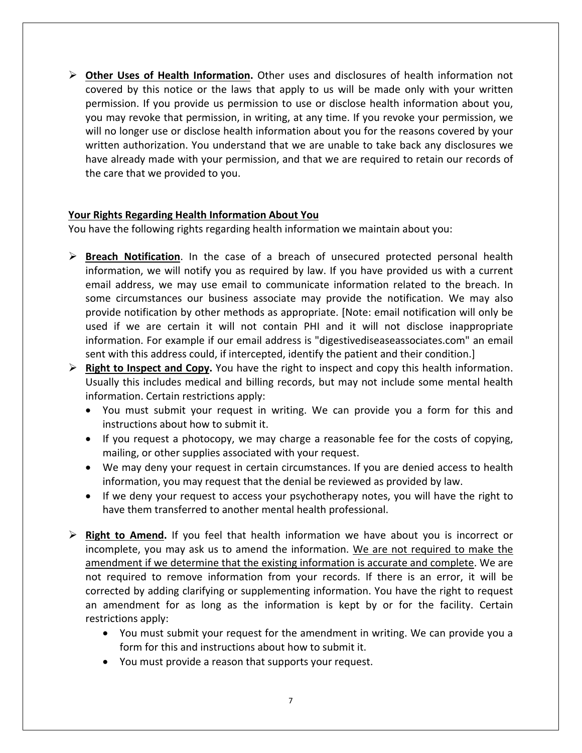- **Other Uses of Health Information.** Other uses and disclosures of health information not covered by this notice or the laws that apply to us will be made only with your written permission. If you provide us permission to use or disclose health information about you, you may revoke that permission, in writing, at any time. If you revoke your permission, we will no longer use or disclose health information about you for the reasons covered by your written authorization. You understand that we are unable to take back any disclosures we have already made with your permission, and that we are required to retain our records of the care that we provided to you.

**Your Rights Regarding Health Information About You**

You have the following rights regarding health information we maintain about you:

- **Breach Notification**. In the case of a breach of unsecured protected personal health information, we will notify you as required by law. If you have provided us with a current email address, we may use email to communicate information related to the breach. In some circumstances our business associate may provide the notification. We may also provide notification by other methods as appropriate. [Note: email notification will only be used if we are certain it will not contain PHI and it will not disclose inappropriate information. For example if our email address is "digestivediseaseassociates.com" an email sent with this address could, if intercepted, identify the patient and their condition.]
- **Right to Inspect and Copy.** You have the right to inspect and copy this health information. Usually this includes medical and billing records, but may not include some mental health information. Certain restrictions apply:
  - You must submit your request in writing. We can provide you a form for this and instructions about how to submit it.
  - If you request a photocopy, we may charge a reasonable fee for the costs of copying, mailing, or other supplies associated with your request.
  - We may deny your request in certain circumstances. If you are denied access to health information, you may request that the denial be reviewed as provided by law.
  - If we deny your request to access your psychotherapy notes, you will have the right to have them transferred to another mental health professional.
- **Right to Amend.** If you feel that health information we have about you is incorrect or incomplete, you may ask us to amend the information. We are not required to make the amendment if we determine that the existing information is accurate and complete. We are not required to remove information from your records. If there is an error, it will be corrected by adding clarifying or supplementing information. You have the right to request an amendment for as long as the information is kept by or for the facility. Certain restrictions apply:
  - You must submit your request for the amendment in writing. We can provide you a form for this and instructions about how to submit it.
  - You must provide a reason that supports your request.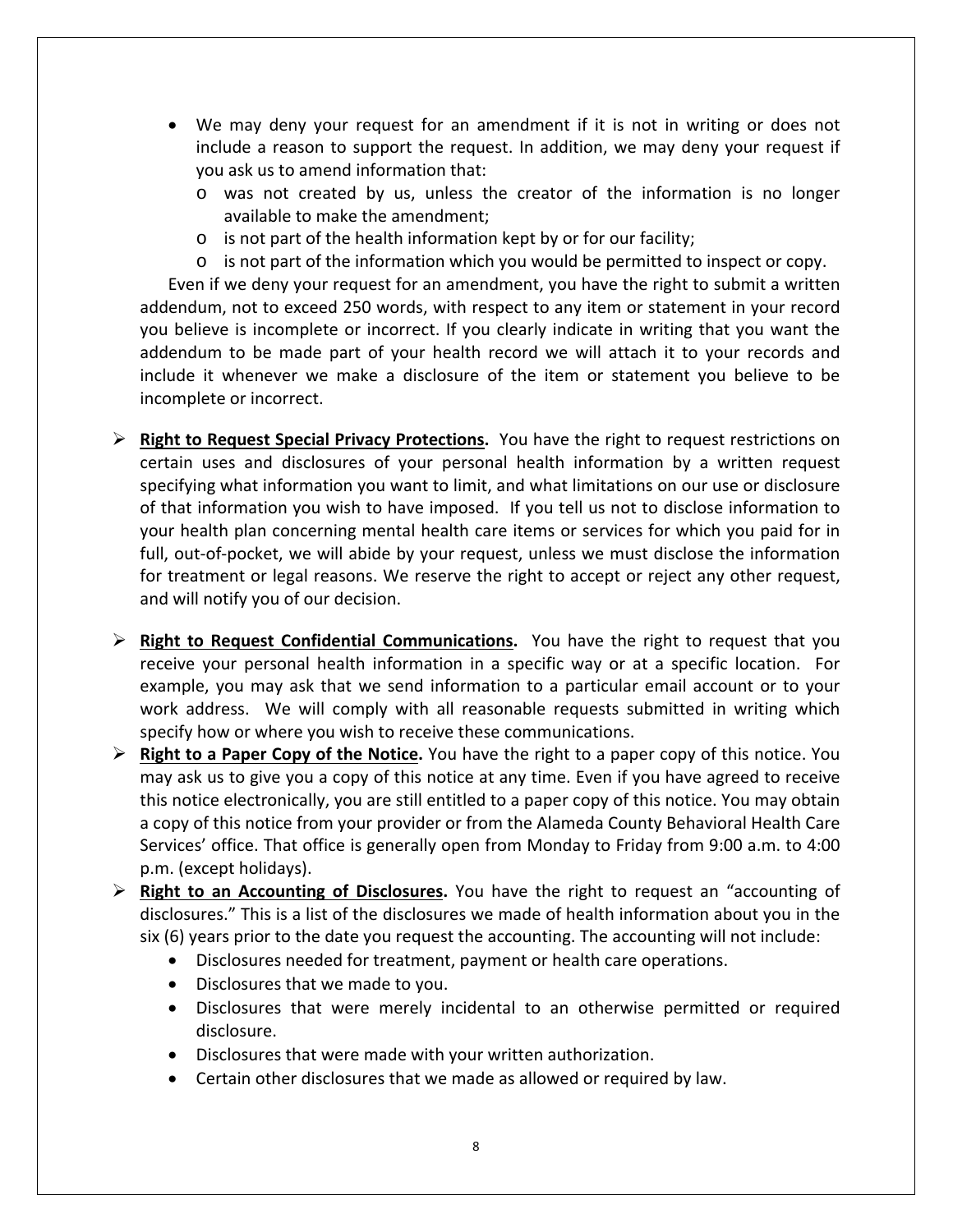- We may deny your request for an amendment if it is not in writing or does not include a reason to support the request. In addition, we may deny your request if you ask us to amend information that:
  - was not created by us, unless the creator of the information is no longer available to make the amendment;
  - is not part of the health information kept by or for our facility;
  - is not part of the information which you would be permitted to inspect or copy.

Even if we deny your request for an amendment, you have the right to submit a written addendum, not to exceed 250 words, with respect to any item or statement in your record you believe is incomplete or incorrect. If you clearly indicate in writing that you want the addendum to be made part of your health record we will attach it to your records and include it whenever we make a disclosure of the item or statement you believe to be incomplete or incorrect.

- **Right to Request Special Privacy Protections.** You have the right to request restrictions on certain uses and disclosures of your personal health information by a written request specifying what information you want to limit, and what limitations on our use or disclosure of that information you wish to have imposed. If you tell us not to disclose information to your health plan concerning mental health care items or services for which you paid for in full, out-of-pocket, we will abide by your request, unless we must disclose the information for treatment or legal reasons. We reserve the right to accept or reject any other request, and will notify you of our decision.

- **Right to Request Confidential Communications.** You have the right to request that you receive your personal health information in a specific way or at a specific location. For example, you may ask that we send information to a particular email account or to your work address. We will comply with all reasonable requests submitted in writing which specify how or where you wish to receive these communications.
- **Right to a Paper Copy of the Notice.** You have the right to a paper copy of this notice. You may ask us to give you a copy of this notice at any time. Even if you have agreed to receive this notice electronically, you are still entitled to a paper copy of this notice. You may obtain a copy of this notice from your provider or from the Alameda County Behavioral Health Care Services' office. That office is generally open from Monday to Friday from 9:00 a.m. to 4:00 p.m. (except holidays).
- **Right to an Accounting of Disclosures.** You have the right to request an "accounting of disclosures." This is a list of the disclosures we made of health information about you in the six (6) years prior to the date you request the accounting. The accounting will not include:
  - Disclosures needed for treatment, payment or health care operations.
  - Disclosures that we made to you.
  - Disclosures that were merely incidental to an otherwise permitted or required disclosure.
  - Disclosures that were made with your written authorization.
  - Certain other disclosures that we made as allowed or required by law.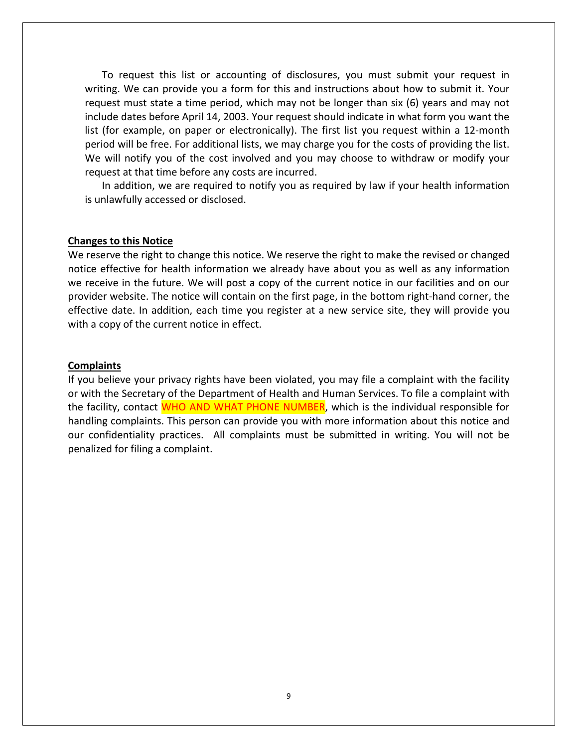To request this list or accounting of disclosures, you must submit your request in writing. We can provide you a form for this and instructions about how to submit it. Your request must state a time period, which may not be longer than six (6) years and may not include dates before April 14, 2003. Your request should indicate in what form you want the list (for example, on paper or electronically). The first list you request within a 12-month period will be free. For additional lists, we may charge you for the costs of providing the list. We will notify you of the cost involved and you may choose to withdraw or modify your request at that time before any costs are incurred.

In addition, we are required to notify you as required by law if your health information is unlawfully accessed or disclosed.

## Changes to this Notice

We reserve the right to change this notice. We reserve the right to make the revised or changed notice effective for health information we already have about you as well as any information we receive in the future. We will post a copy of the current notice in our facilities and on our provider website. The notice will contain on the first page, in the bottom right-hand corner, the effective date. In addition, each time you register at a new service site, they will provide you with a copy of the current notice in effect.

## Complaints

If you believe your privacy rights have been violated, you may file a complaint with the facility or with the Secretary of the Department of Health and Human Services. To file a complaint with the facility, contact WHO AND WHAT PHONE NUMBER, which is the individual responsible for handling complaints. This person can provide you with more information about this notice and our confidentiality practices. All complaints must be submitted in writing. You will not be penalized for filing a complaint.